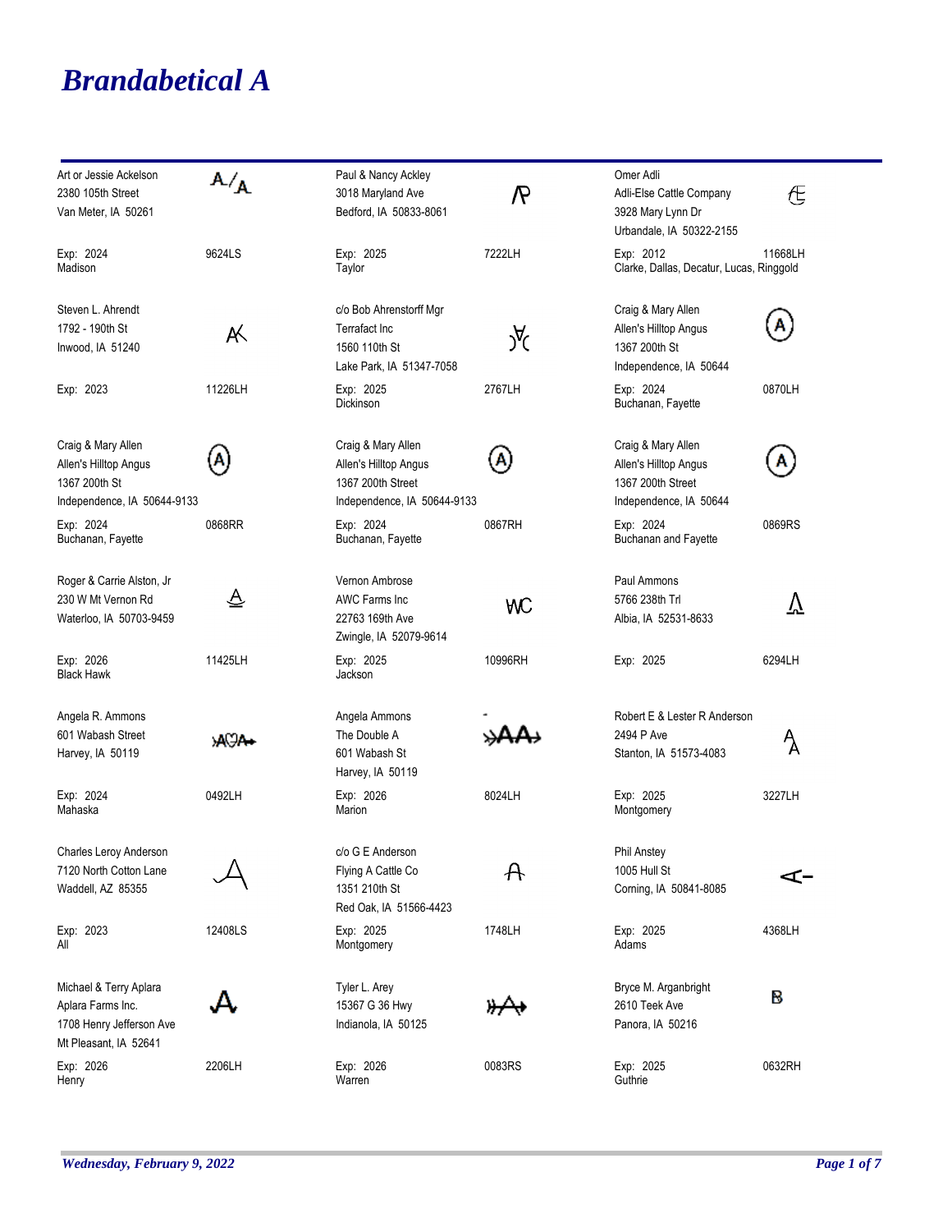# Brandabetical A

| Owner | Brand | Registration |
|---|---|---|
| Art or Jessie Ackelson<br>2380 105th Street<br>Van Meter, IA 50261<br>Exp: 2024<br>Madison | | 9624LS |
| Paul & Nancy Ackley<br>3018 Maryland Ave<br>Bedford, IA 50833-8061<br>Exp: 2025<br>Taylor | | 7222LH |
| Omer Adli<br>Adli-Else Cattle Company<br>3928 Mary Lynn Dr<br>Urbandale, IA 50322-2155<br>Exp: 2012<br>Clarke, Dallas, Decatur, Lucas, Ringgold | | 11668LH |
| Steven L. Ahrendt<br>1792 - 190th St<br>Inwood, IA 51240<br>Exp: 2023 | | 11226LH |
| c/o Bob Ahrenstorff Mgr<br>Terrafact Inc<br>1560 110th St<br>Lake Park, IA 51347-7058<br>Exp: 2025<br>Dickinson | | 2767LH |
| Craig & Mary Allen<br>Allen's Hilltop Angus<br>1367 200th St<br>Independence, IA 50644<br>Exp: 2024<br>Buchanan, Fayette | | 0870LH |
| Craig & Mary Allen<br>Allen's Hilltop Angus<br>1367 200th St<br>Independence, IA 50644-9133<br>Exp: 2024<br>Buchanan, Fayette | | 0868RR |
| Craig & Mary Allen<br>Allen's Hilltop Angus<br>1367 200th Street<br>Independence, IA 50644-9133<br>Exp: 2024<br>Buchanan, Fayette | | 0867RH |
| Craig & Mary Allen<br>Allen's Hilltop Angus<br>1367 200th Street<br>Independence, IA 50644<br>Exp: 2024<br>Buchanan and Fayette | | 0869RS |
| Roger & Carrie Alston, Jr<br>230 W Mt Vernon Rd<br>Waterloo, IA 50703-9459<br>Exp: 2026<br>Black Hawk | | 11425LH |
| Vernon Ambrose<br>AWC Farms Inc<br>22763 169th Ave<br>Zwingle, IA 52079-9614<br>Exp: 2025<br>Jackson | WC | 10996RH |
| Paul Ammons<br>5766 238th Trl<br>Albia, IA 52531-8633<br>Exp: 2025 | | 6294LH |
| Angela R. Ammons<br>601 Wabash Street<br>Harvey, IA 50119<br>Exp: 2024<br>Mahaska | | 0492LH |
| Angela Ammons<br>The Double A<br>601 Wabash St<br>Harvey, IA 50119<br>Exp: 2026<br>Marion | | 8024LH |
| Robert E & Lester R Anderson<br>2494 P Ave<br>Stanton, IA 51573-4083<br>Exp: 2025<br>Montgomery | | 3227LH |
| Charles Leroy Anderson<br>7120 North Cotton Lane<br>Waddell, AZ 85355<br>Exp: 2023<br>All | | 12408LS |
| c/o G E Anderson<br>Flying A Cattle Co<br>1351 210th St<br>Red Oak, IA 51566-4423<br>Exp: 2025<br>Montgomery | | 1748LH |
| Phil Anstey<br>1005 Hull St<br>Corning, IA 50841-8085<br>Exp: 2025<br>Adams | | 4368LH |
| Michael & Terry Aplara<br>Aplara Farms Inc.<br>1708 Henry Jefferson Ave<br>Mt Pleasant, IA 52641<br>Exp: 2026<br>Henry | | 2206LH |
| Tyler L. Arey<br>15367 G 36 Hwy<br>Indianola, IA 50125<br>Exp: 2026<br>Warren | | 0083RS |
| Bryce M. Arganbright<br>2610 Teek Ave<br>Panora, IA 50216<br>Exp: 2025<br>Guthrie | | 0632RH |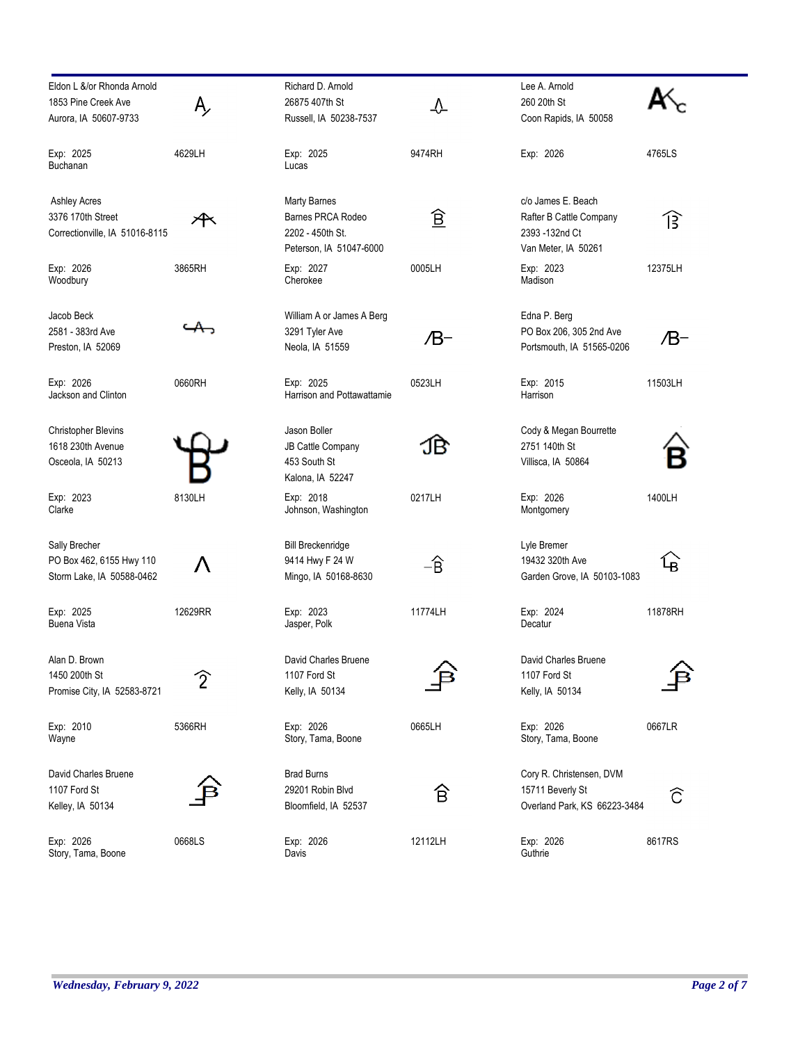Eldon L &/or Rhonda Arnold
1853 Pine Creek Ave
Aurora, IA 50607-9733

Exp: 2025 — 4629LH
Buchanan

Richard D. Arnold
26875 407th St
Russell, IA 50238-7537

Exp: 2025 — 9474RH
Lucas

Lee A. Arnold
260 20th St
Coon Rapids, IA 50058

Exp: 2026 — 4765LS

Ashley Acres
3376 170th Street
Correctionville, IA 51016-8115

Exp: 2026 — 3865RH
Woodbury

Marty Barnes
Barnes PRCA Rodeo
2202 - 450th St.
Peterson, IA 51047-6000

Exp: 2027 — 0005LH
Cherokee

c/o James E. Beach
Rafter B Cattle Company
2393 -132nd Ct
Van Meter, IA 50261

Exp: 2023 — 12375LH
Madison

Jacob Beck
2581 - 383rd Ave
Preston, IA 52069

Exp: 2026 — 0660RH
Jackson and Clinton

William A or James A Berg
3291 Tyler Ave
Neola, IA 51559

Exp: 2025 — 0523LH
Harrison and Pottawattamie

Edna P. Berg
PO Box 206, 305 2nd Ave
Portsmouth, IA 51565-0206

Exp: 2015 — 11503LH
Harrison

Christopher Blevins
1618 230th Avenue
Osceola, IA 50213

Exp: 2023 — 8130LH
Clarke

Jason Boller
JB Cattle Company
453 South St
Kalona, IA 52247

Exp: 2018 — 0217LH
Johnson, Washington

Cody & Megan Bourrette
2751 140th St
Villisca, IA 50864

Exp: 2026 — 1400LH
Montgomery

Sally Brecher
PO Box 462, 6155 Hwy 110
Storm Lake, IA 50588-0462

Exp: 2025 — 12629RR
Buena Vista

Bill Breckenridge
9414 Hwy F 24 W
Mingo, IA 50168-8630

Exp: 2023 — 11774LH
Jasper, Polk

Lyle Bremer
19432 320th Ave
Garden Grove, IA 50103-1083

Exp: 2024 — 11878RH
Decatur

Alan D. Brown
1450 200th St
Promise City, IA 52583-8721

Exp: 2010 — 5366RH
Wayne

David Charles Bruene
1107 Ford St
Kelly, IA 50134

Exp: 2026 — 0665LH
Story, Tama, Boone

David Charles Bruene
1107 Ford St
Kelly, IA 50134

Exp: 2026 — 0667LR
Story, Tama, Boone

David Charles Bruene
1107 Ford St
Kelley, IA 50134

Exp: 2026 — 0668LS
Story, Tama, Boone

Brad Burns
29201 Robin Blvd
Bloomfield, IA 52537

Exp: 2026 — 12112LH
Davis

Cory R. Christensen, DVM
15711 Beverly St
Overland Park, KS 66223-3484

Exp: 2026 — 8617RS
Guthrie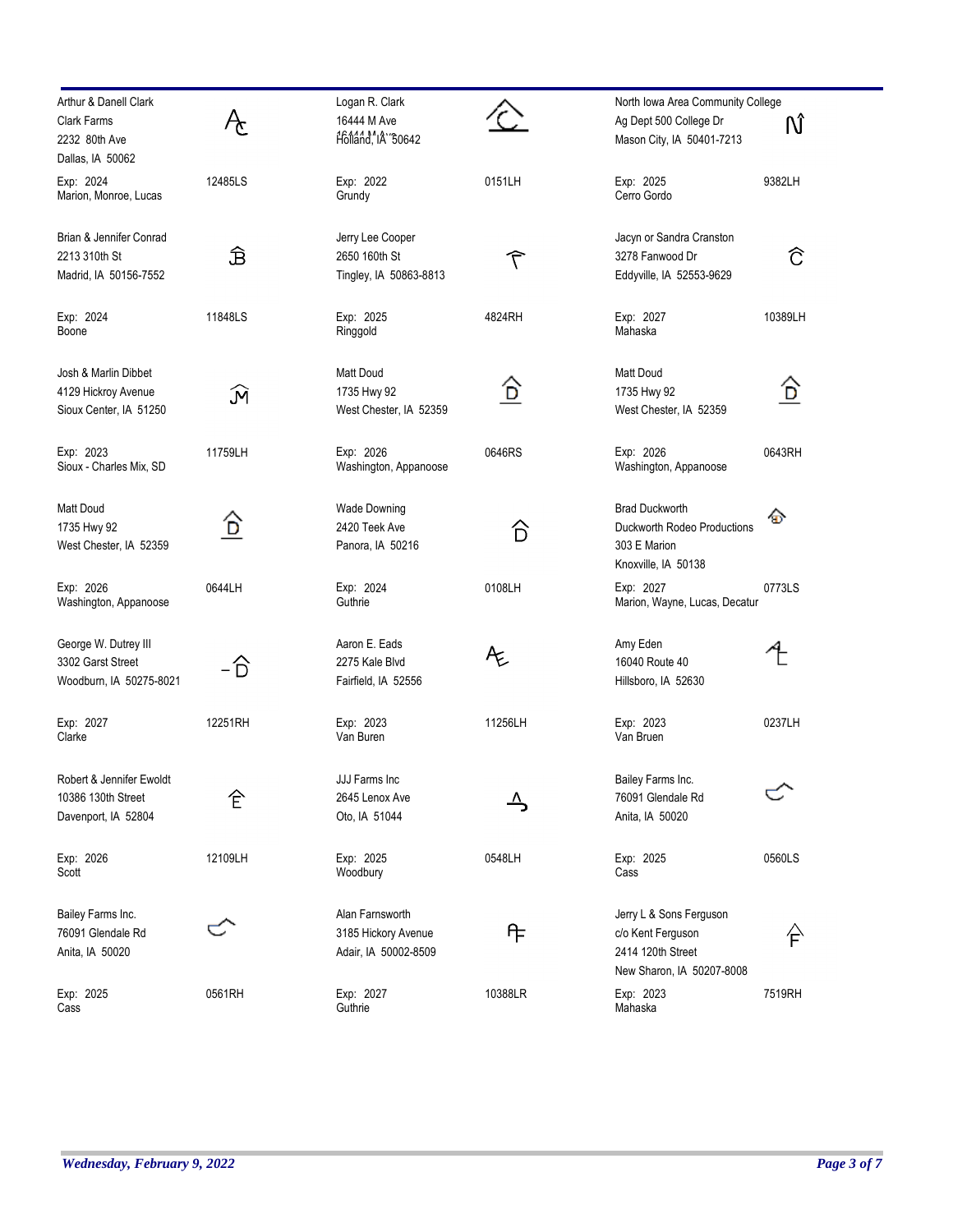| Name / Address | Brand No. | Name / Address | Brand No. | Name / Address | Brand No. |
|---|---|---|---|---|---|
| Arthur & Danell Clark<br>Clark Farms<br>2232 80th Ave<br>Dallas, IA 50062<br>Exp: 2024<br>Marion, Monroe, Lucas | 12485LS | Logan R. Clark<br>16444 M Ave<br>Holland, IA 50642<br>Exp: 2022<br>Grundy | 0151LH | North Iowa Area Community College<br>Ag Dept 500 College Dr<br>Mason City, IA 50401-7213<br>Exp: 2025<br>Cerro Gordo | 9382LH |
| Brian & Jennifer Conrad<br>2213 310th St<br>Madrid, IA 50156-7552<br>Exp: 2024<br>Boone | 11848LS | Jerry Lee Cooper<br>2650 160th St<br>Tingley, IA 50863-8813<br>Exp: 2025<br>Ringgold | 4824RH | Jacyn or Sandra Cranston<br>3278 Fanwood Dr<br>Eddyville, IA 52553-9629<br>Exp: 2027<br>Mahaska | 10389LH |
| Josh & Marlin Dibbet<br>4129 Hickroy Avenue<br>Sioux Center, IA 51250<br>Exp: 2023<br>Sioux - Charles Mix, SD | 11759LH | Matt Doud<br>1735 Hwy 92<br>West Chester, IA 52359<br>Exp: 2026<br>Washington, Appanoose | 0646RS | Matt Doud<br>1735 Hwy 92<br>West Chester, IA 52359<br>Exp: 2026<br>Washington, Appanoose | 0643RH |
| Matt Doud<br>1735 Hwy 92<br>West Chester, IA 52359<br>Exp: 2026<br>Washington, Appanoose | 0644LH | Wade Downing<br>2420 Teek Ave<br>Panora, IA 50216<br>Exp: 2024<br>Guthrie | 0108LH | Brad Duckworth<br>Duckworth Rodeo Productions<br>303 E Marion<br>Knoxville, IA 50138<br>Exp: 2027<br>Marion, Wayne, Lucas, Decatur | 0773LS |
| George W. Dutrey III<br>3302 Garst Street<br>Woodburn, IA 50275-8021<br>Exp: 2027<br>Clarke | 12251RH | Aaron E. Eads<br>2275 Kale Blvd<br>Fairfield, IA 52556<br>Exp: 2023<br>Van Buren | 11256LH | Amy Eden<br>16040 Route 40<br>Hillsboro, IA 52630<br>Exp: 2023<br>Van Bruen | 0237LH |
| Robert & Jennifer Ewoldt<br>10386 130th Street<br>Davenport, IA 52804<br>Exp: 2026<br>Scott | 12109LH | JJJ Farms Inc<br>2645 Lenox Ave<br>Oto, IA 51044<br>Exp: 2025<br>Woodbury | 0548LH | Bailey Farms Inc.<br>76091 Glendale Rd<br>Anita, IA 50020<br>Exp: 2025<br>Cass | 0560LS |
| Bailey Farms Inc.<br>76091 Glendale Rd<br>Anita, IA 50020<br>Exp: 2025<br>Cass | 0561RH | Alan Farnsworth<br>3185 Hickory Avenue<br>Adair, IA 50002-8509<br>Exp: 2027<br>Guthrie | 10388LR | Jerry L & Sons Ferguson<br>c/o Kent Ferguson<br>2414 120th Street<br>New Sharon, IA 50207-8008<br>Exp: 2023<br>Mahaska | 7519RH |

*Wednesday, February 9, 2022*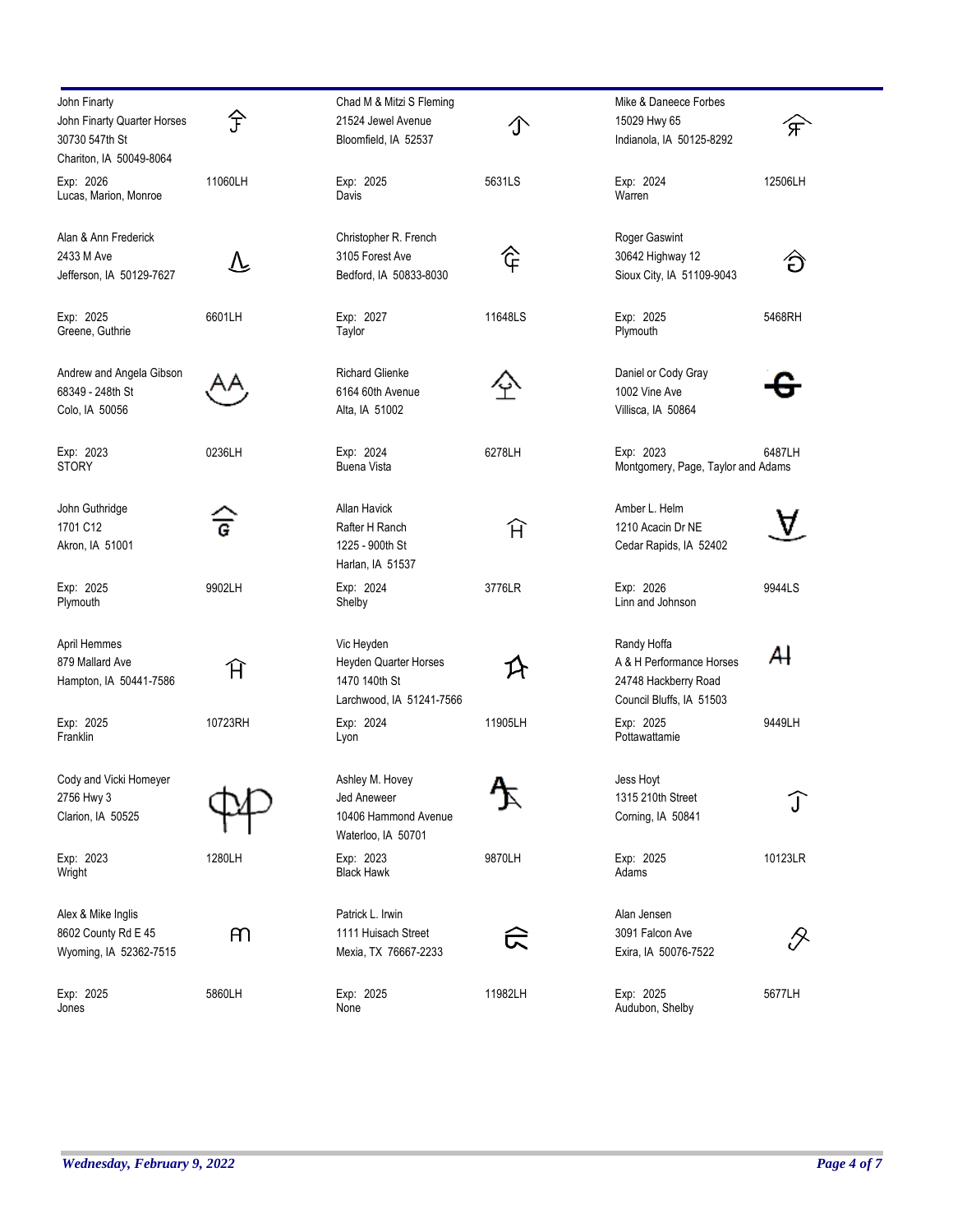John Finarty
John Finarty Quarter Horses
30730 547th St
Chariton, IA 50049-8064

Exp: 2026 — 11060LH
Lucas, Marion, Monroe

Chad M & Mitzi S Fleming
21524 Jewel Avenue
Bloomfield, IA 52537

Exp: 2025 — 5631LS
Davis

Mike & Daneece Forbes
15029 Hwy 65
Indianola, IA 50125-8292

Exp: 2024 — 12506LH
Warren

Alan & Ann Frederick
2433 M Ave
Jefferson, IA 50129-7627

Exp: 2025 — 6601LH
Greene, Guthrie

Christopher R. French
3105 Forest Ave
Bedford, IA 50833-8030

Exp: 2027 — 11648LS
Taylor

Roger Gaswint
30642 Highway 12
Sioux City, IA 51109-9043

Exp: 2025 — 5468RH
Plymouth

Andrew and Angela Gibson
68349 - 248th St
Colo, IA 50056

Exp: 2023 — 0236LH
STORY

Richard Glienke
6164 60th Avenue
Alta, IA 51002

Exp: 2024 — 6278LH
Buena Vista

Daniel or Cody Gray
1002 Vine Ave
Villisca, IA 50864

Exp: 2023 — 6487LH
Montgomery, Page, Taylor and Adams

John Guthridge
1701 C12
Akron, IA 51001

Exp: 2025 — 9902LH
Plymouth

Allan Havick
Rafter H Ranch
1225 - 900th St
Harlan, IA 51537

Exp: 2024 — 3776LR
Shelby

Amber L. Helm
1210 Acacin Dr NE
Cedar Rapids, IA 52402

Exp: 2026 — 9944LS
Linn and Johnson

April Hemmes
879 Mallard Ave
Hampton, IA 50441-7586

Exp: 2025 — 10723RH
Franklin

Vic Heyden
Heyden Quarter Horses
1470 140th St
Larchwood, IA 51241-7566

Exp: 2024 — 11905LH
Lyon

Randy Hoffa
A & H Performance Horses
24748 Hackberry Road
Council Bluffs, IA 51503

Exp: 2025 — 9449LH
Pottawattamie

Cody and Vicki Homeyer
2756 Hwy 3
Clarion, IA 50525

Exp: 2023 — 1280LH
Wright

Ashley M. Hovey
Jed Aneweer
10406 Hammond Avenue
Waterloo, IA 50701

Exp: 2023 — 9870LH
Black Hawk

Jess Hoyt
1315 210th Street
Corning, IA 50841

Exp: 2025 — 10123LR
Adams

Alex & Mike Inglis
8602 County Rd E 45
Wyoming, IA 52362-7515

Exp: 2025 — 5860LH
Jones

Patrick L. Irwin
1111 Huisach Street
Mexia, TX 76667-2233

Exp: 2025 — 11982LH
None

Alan Jensen
3091 Falcon Ave
Exira, IA 50076-7522

Exp: 2025 — 5677LH
Audubon, Shelby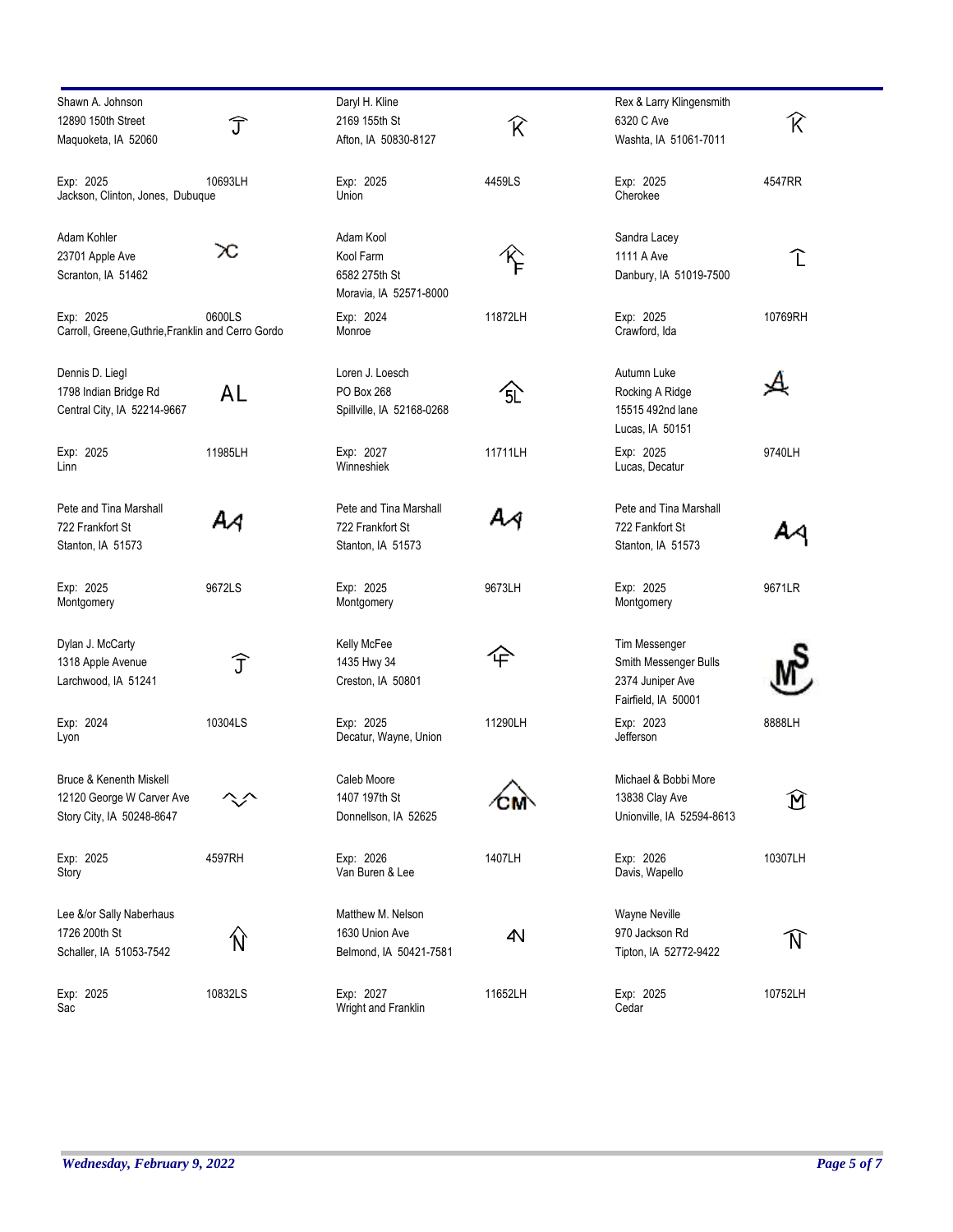Shawn A. Johnson
12890 150th Street
Maquoketa, IA 52060

Exp: 2025 10693LH
Jackson, Clinton, Jones, Dubuque

Daryl H. Kline
2169 155th St
Afton, IA 50830-8127

Exp: 2025 4459LS
Union

Rex & Larry Klingensmith
6320 C Ave
Washta, IA 51061-7011

Exp: 2025 4547RR
Cherokee

Adam Kohler
23701 Apple Ave
Scranton, IA 51462

Exp: 2025 0600LS
Carroll, Greene,Guthrie,Franklin and Cerro Gordo

Adam Kool
Kool Farm
6582 275th St
Moravia, IA 52571-8000

Exp: 2024 11872LH
Monroe

Sandra Lacey
1111 A Ave
Danbury, IA 51019-7500

Exp: 2025 10769RH
Crawford, Ida

Dennis D. Liegl
1798 Indian Bridge Rd
Central City, IA 52214-9667

AL

Exp: 2025 11985LH
Linn

Loren J. Loesch
PO Box 268
Spillville, IA 52168-0268

Exp: 2027 11711LH
Winneshiek

Autumn Luke
Rocking A Ridge
15515 492nd lane
Lucas, IA 50151

Exp: 2025 9740LH
Lucas, Decatur

Pete and Tina Marshall
722 Frankfort St
Stanton, IA 51573

Exp: 2025 9672LS
Montgomery

Pete and Tina Marshall
722 Frankfort St
Stanton, IA 51573

Exp: 2025 9673LH
Montgomery

Pete and Tina Marshall
722 Fankfort St
Stanton, IA 51573

Exp: 2025 9671LR
Montgomery

Dylan J. McCarty
1318 Apple Avenue
Larchwood, IA 51241

Exp: 2024 10304LS
Lyon

Kelly McFee
1435 Hwy 34
Creston, IA 50801

Exp: 2025 11290LH
Decatur, Wayne, Union

Tim Messenger
Smith Messenger Bulls
2374 Juniper Ave
Fairfield, IA 50001

Exp: 2023 8888LH
Jefferson

Bruce & Kenenth Miskell
12120 George W Carver Ave
Story City, IA 50248-8647

Exp: 2025 4597RH
Story

Caleb Moore
1407 197th St
Donnellson, IA 52625

Exp: 2026 1407LH
Van Buren & Lee

Michael & Bobbi More
13838 Clay Ave
Unionville, IA 52594-8613

Exp: 2026 10307LH
Davis, Wapello

Lee &/or Sally Naberhaus
1726 200th St
Schaller, IA 51053-7542

Exp: 2025 10832LS
Sac

Matthew M. Nelson
1630 Union Ave
Belmond, IA 50421-7581

Exp: 2027 11652LH
Wright and Franklin

Wayne Neville
970 Jackson Rd
Tipton, IA 52772-9422

Exp: 2025 10752LH
Cedar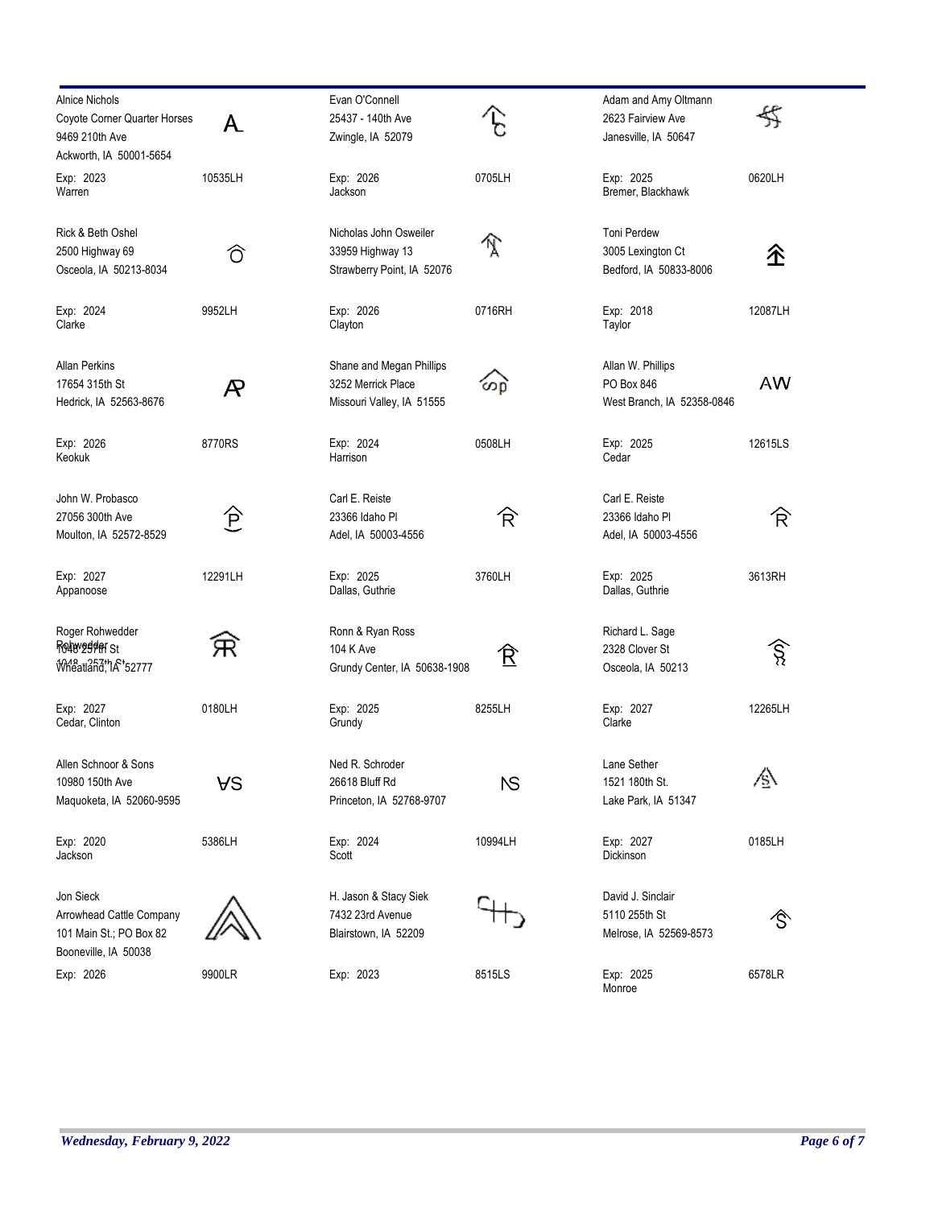Alnice Nichols
Coyote Corner Quarter Horses
9469 210th Ave
Ackworth, IA 50001-5654

Exp: 2023 | 10535LH
Warren

Evan O'Connell
25437 - 140th Ave
Zwingle, IA 52079

Exp: 2026 | 0705LH
Jackson

Adam and Amy Oltmann
2623 Fairview Ave
Janesville, IA 50647

Exp: 2025 | 0620LH
Bremer, Blackhawk

Rick & Beth Oshel
2500 Highway 69
Osceola, IA 50213-8034

Exp: 2024 | 9952LH
Clarke

Nicholas John Osweiler
33959 Highway 13
Strawberry Point, IA 52076

Exp: 2026 | 0716RH
Clayton

Toni Perdew
3005 Lexington Ct
Bedford, IA 50833-8006

Exp: 2018 | 12087LH
Taylor

Allan Perkins
17654 315th St
Hedrick, IA 52563-8676

Exp: 2026 | 8770RS
Keokuk

Shane and Megan Phillips
3252 Merrick Place
Missouri Valley, IA 51555

Exp: 2024 | 0508LH
Harrison

Allan W. Phillips
PO Box 846
West Branch, IA 52358-0846

Exp: 2025 | 12615LS
Cedar

John W. Probasco
27056 300th Ave
Moulton, IA 52572-8529

Exp: 2027 | 12291LH
Appanoose

Carl E. Reiste
23366 Idaho Pl
Adel, IA 50003-4556

Exp: 2025 | 3760LH
Dallas, Guthrie

Carl E. Reiste
23366 Idaho Pl
Adel, IA 50003-4556

Exp: 2025 | 3613RH
Dallas, Guthrie

Roger Rohwedder
1048 257th St
Wheatland, IA 52777

Exp: 2027 | 0180LH
Cedar, Clinton

Ronn & Ryan Ross
104 K Ave
Grundy Center, IA 50638-1908

Exp: 2025 | 8255LH
Grundy

Richard L. Sage
2328 Clover St
Osceola, IA 50213

Exp: 2027 | 12265LH
Clarke

Allen Schnoor & Sons
10980 150th Ave
Maquoketa, IA 52060-9595

Exp: 2020 | 5386LH
Jackson

Ned R. Schroder
26618 Bluff Rd
Princeton, IA 52768-9707

Exp: 2024 | 10994LH
Scott

Lane Sether
1521 180th St.
Lake Park, IA 51347

Exp: 2027 | 0185LH
Dickinson

Jon Sieck
Arrowhead Cattle Company
101 Main St.; PO Box 82
Booneville, IA 50038

Exp: 2026 | 9900LR

H. Jason & Stacy Siek
7432 23rd Avenue
Blairstown, IA 52209

Exp: 2023 | 8515LS

David J. Sinclair
5110 255th St
Melrose, IA 52569-8573

Exp: 2025 | 6578LR
Monroe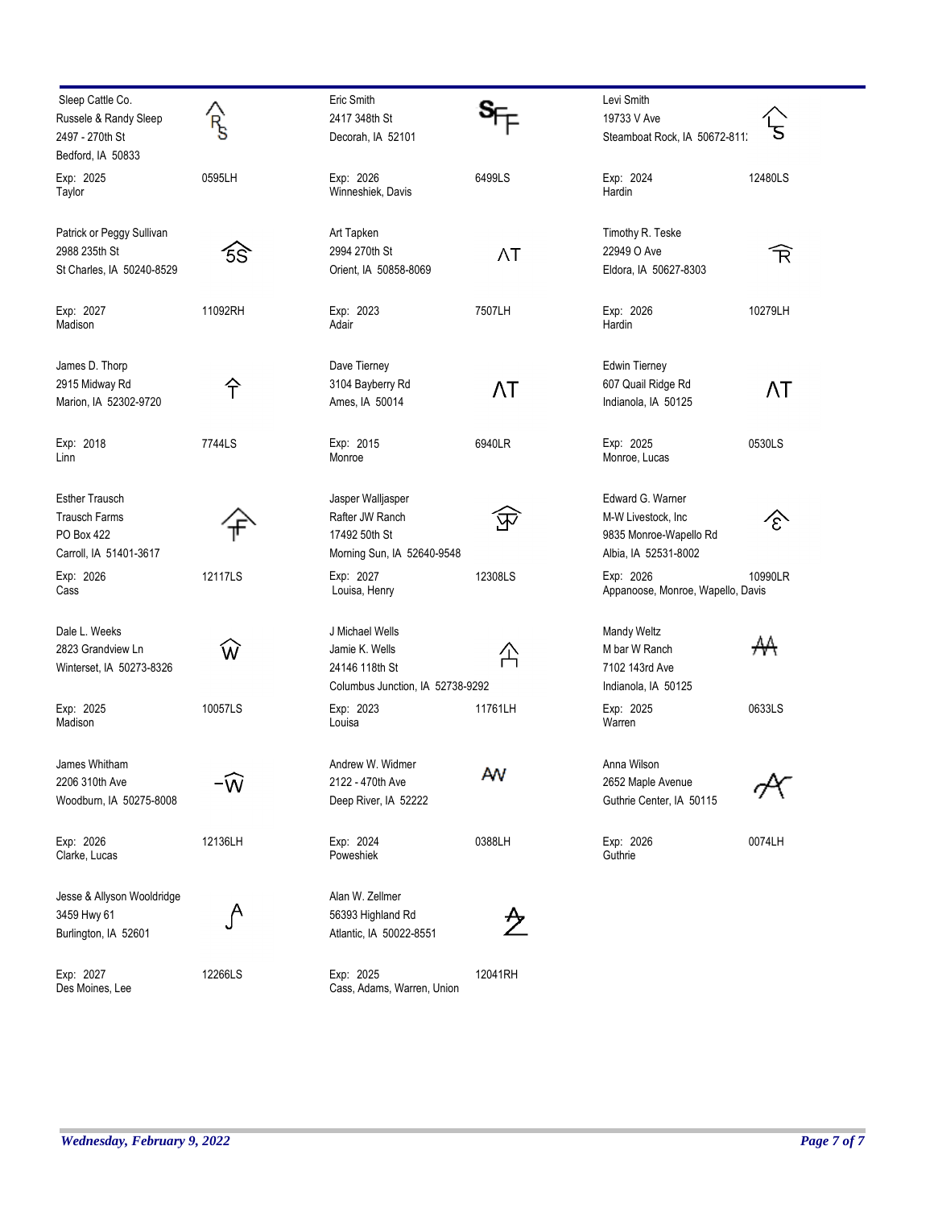Sleep Cattle Co.
Russele & Randy Sleep
2497 - 270th St
Bedford, IA 50833

Exp: 2025 — 0595LH
Taylor

Eric Smith
2417 348th St
Decorah, IA 52101

Exp: 2026 — 6499LS
Winneshiek, Davis

Levi Smith
19733 V Ave
Steamboat Rock, IA 50672-811

Exp: 2024 — 12480LS
Hardin

Patrick or Peggy Sullivan
2988 235th St
St Charles, IA 50240-8529

Exp: 2027 — 11092RH
Madison

Art Tapken
2994 270th St
Orient, IA 50858-8069

Exp: 2023 — 7507LH
Adair

Timothy R. Teske
22949 O Ave
Eldora, IA 50627-8303

Exp: 2026 — 10279LH
Hardin

James D. Thorp
2915 Midway Rd
Marion, IA 52302-9720

Exp: 2018 — 7744LS
Linn

Dave Tierney
3104 Bayberry Rd
Ames, IA 50014

Exp: 2015 — 6940LR
Monroe

Edwin Tierney
607 Quail Ridge Rd
Indianola, IA 50125

Exp: 2025 — 0530LS
Monroe, Lucas

Esther Trausch
Trausch Farms
PO Box 422
Carroll, IA 51401-3617

Exp: 2026 — 12117LS
Cass

Jasper Walljasper
Rafter JW Ranch
17492 50th St
Morning Sun, IA 52640-9548

Exp: 2027 — 12308LS
Louisa, Henry

Edward G. Warner
M-W Livestock, Inc
9835 Monroe-Wapello Rd
Albia, IA 52531-8002

Exp: 2026 — 10990LR
Appanoose, Monroe, Wapello, Davis

Dale L. Weeks
2823 Grandview Ln
Winterset, IA 50273-8326

Exp: 2025 — 10057LS
Madison

J Michael Wells
Jamie K. Wells
24146 118th St
Columbus Junction, IA 52738-9292

Exp: 2023 — 11761LH
Louisa

Mandy Weltz
M bar W Ranch
7102 143rd Ave
Indianola, IA 50125

Exp: 2025 — 0633LS
Warren

James Whitham
2206 310th Ave
Woodburn, IA 50275-8008

Exp: 2026 — 12136LH
Clarke, Lucas

Andrew W. Widmer
2122 - 470th Ave
Deep River, IA 52222

Exp: 2024 — 0388LH
Poweshiek

Anna Wilson
2652 Maple Avenue
Guthrie Center, IA 50115

Exp: 2026 — 0074LH
Guthrie

Jesse & Allyson Wooldridge
3459 Hwy 61
Burlington, IA 52601

Exp: 2027 — 12266LS
Des Moines, Lee

Alan W. Zellmer
56393 Highland Rd
Atlantic, IA 50022-8551

Exp: 2025 — 12041RH
Cass, Adams, Warren, Union